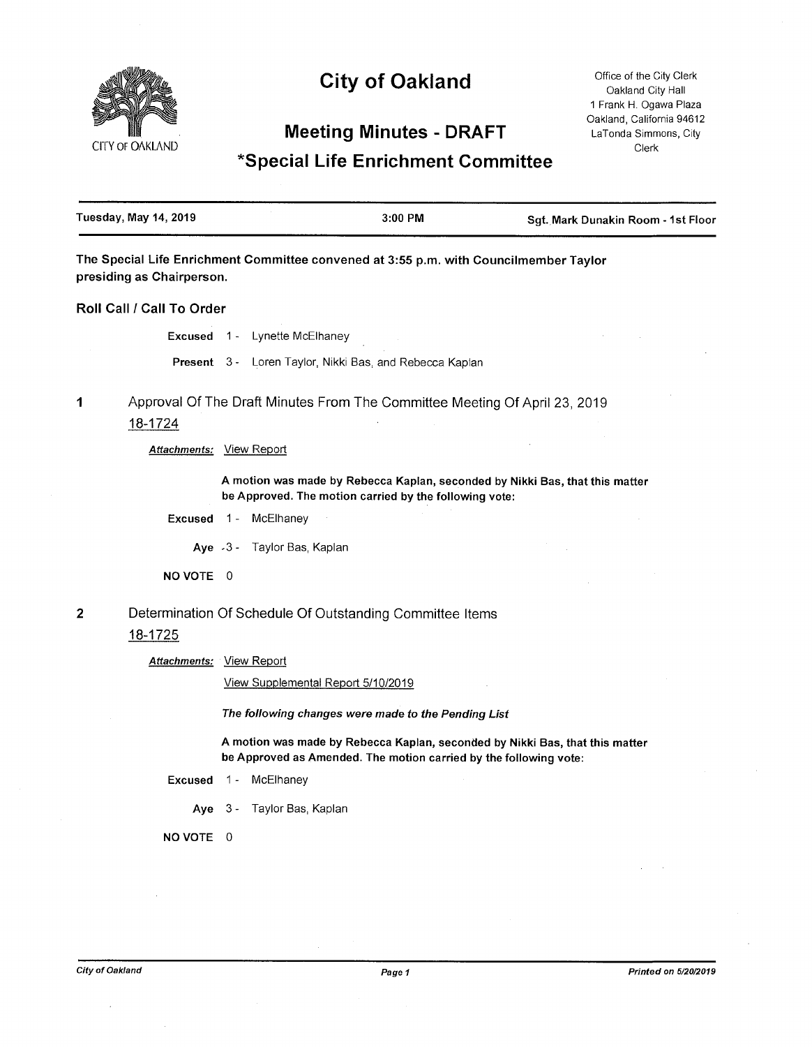# City of Oakland

CITY OF OAKLAND

Office of the City Clerk
Oakland City Hall
1 Frank H. Ogawa Plaza
Oakland, California 94612
LaTonda Simmons, City Clerk

## Meeting Minutes - DRAFT

## *Special Life Enrichment Committee

Tuesday, May 14, 2019 | 3:00 PM | Sgt. Mark Dunakin Room - 1st Floor

**The Special Life Enrichment Committee convened at 3:55 p.m. with Councilmember Taylor presiding as Chairperson.**

### Roll Call / Call To Order

**Excused** 1 - Lynette McElhaney

**Present** 3 - Loren Taylor, Nikki Bas, and Rebecca Kaplan

**1** Approval Of The Draft Minutes From The Committee Meeting Of April 23, 2019

18-1724

***Attachments:*** View Report

**A motion was made by Rebecca Kaplan, seconded by Nikki Bas, that this matter be Approved. The motion carried by the following vote:**

**Excused** 1 - McElhaney

**Aye** 3 - Taylor Bas, Kaplan

**NO VOTE** 0

**2** Determination Of Schedule Of Outstanding Committee Items

18-1725

***Attachments:*** View Report

View Supplemental Report 5/10/2019

***The following changes were made to the Pending List***

**A motion was made by Rebecca Kaplan, seconded by Nikki Bas, that this matter be Approved as Amended. The motion carried by the following vote:**

**Excused** 1 - McElhaney

**Aye** 3 - Taylor Bas, Kaplan

**NO VOTE** 0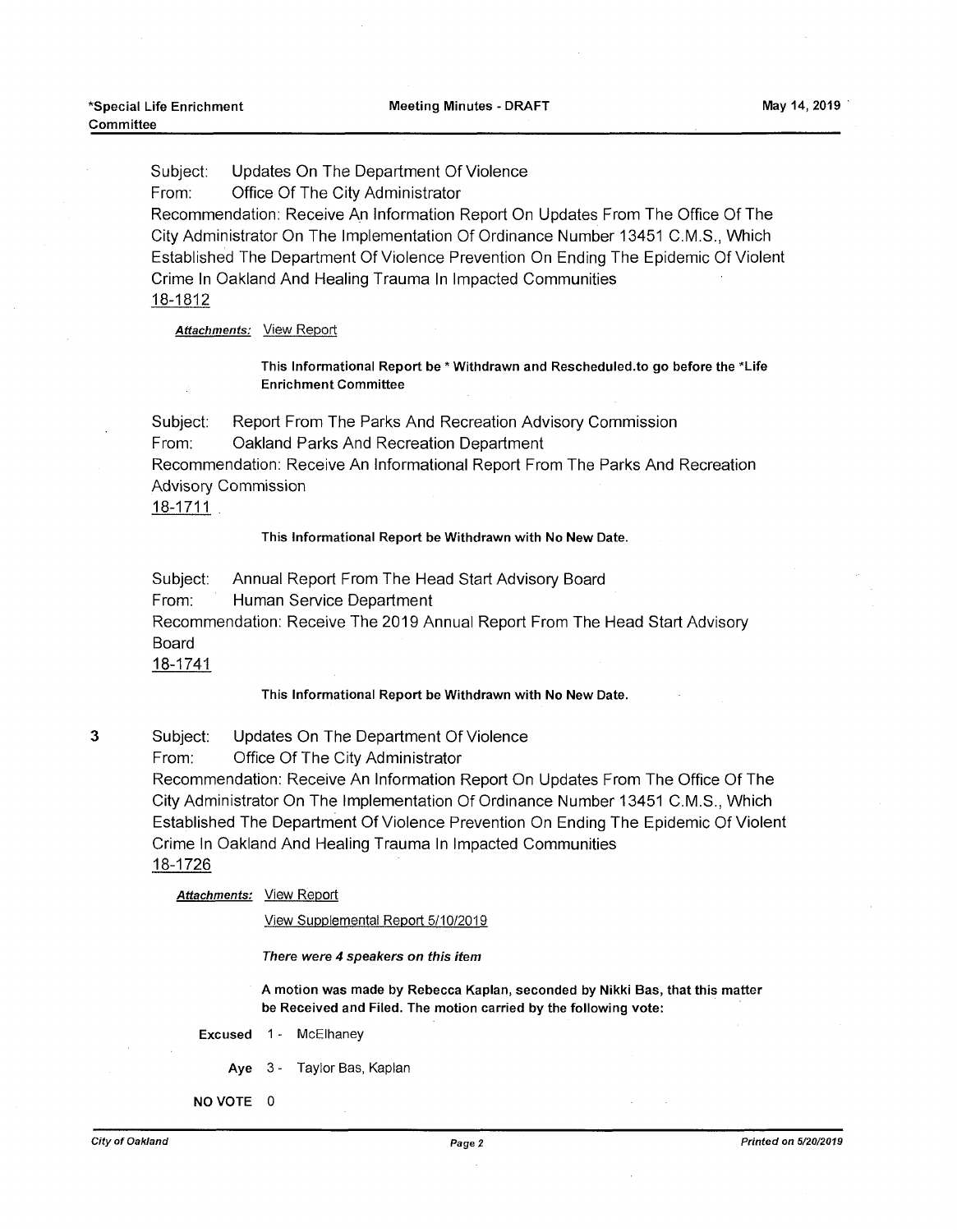Subject: Updates On The Department Of Violence
From: Office Of The City Administrator
Recommendation: Receive An Information Report On Updates From The Office Of The City Administrator On The Implementation Of Ordinance Number 13451 C.M.S., Which Established The Department Of Violence Prevention On Ending The Epidemic Of Violent Crime In Oakland And Healing Trauma In Impacted Communities
18-1812

***Attachments:*** View Report

**This Informational Report be * Withdrawn and Rescheduled.to go before the *Life Enrichment Committee**

Subject: Report From The Parks And Recreation Advisory Commission
From: Oakland Parks And Recreation Department
Recommendation: Receive An Informational Report From The Parks And Recreation Advisory Commission
18-1711

**This Informational Report be Withdrawn with No New Date.**

Subject: Annual Report From The Head Start Advisory Board
From: Human Service Department
Recommendation: Receive The 2019 Annual Report From The Head Start Advisory Board
18-1741

**This Informational Report be Withdrawn with No New Date.**

3 Subject: Updates On The Department Of Violence
From: Office Of The City Administrator
Recommendation: Receive An Information Report On Updates From The Office Of The City Administrator On The Implementation Of Ordinance Number 13451 C.M.S., Which Established The Department Of Violence Prevention On Ending The Epidemic Of Violent Crime In Oakland And Healing Trauma In Impacted Communities
18-1726

***Attachments:*** View Report

View Supplemental Report 5/10/2019

***There were 4 speakers on this item***

**A motion was made by Rebecca Kaplan, seconded by Nikki Bas, that this matter be Received and Filed. The motion carried by the following vote:**

**Excused** 1 - McElhaney

**Aye** 3 - Taylor Bas, Kaplan

**NO VOTE** 0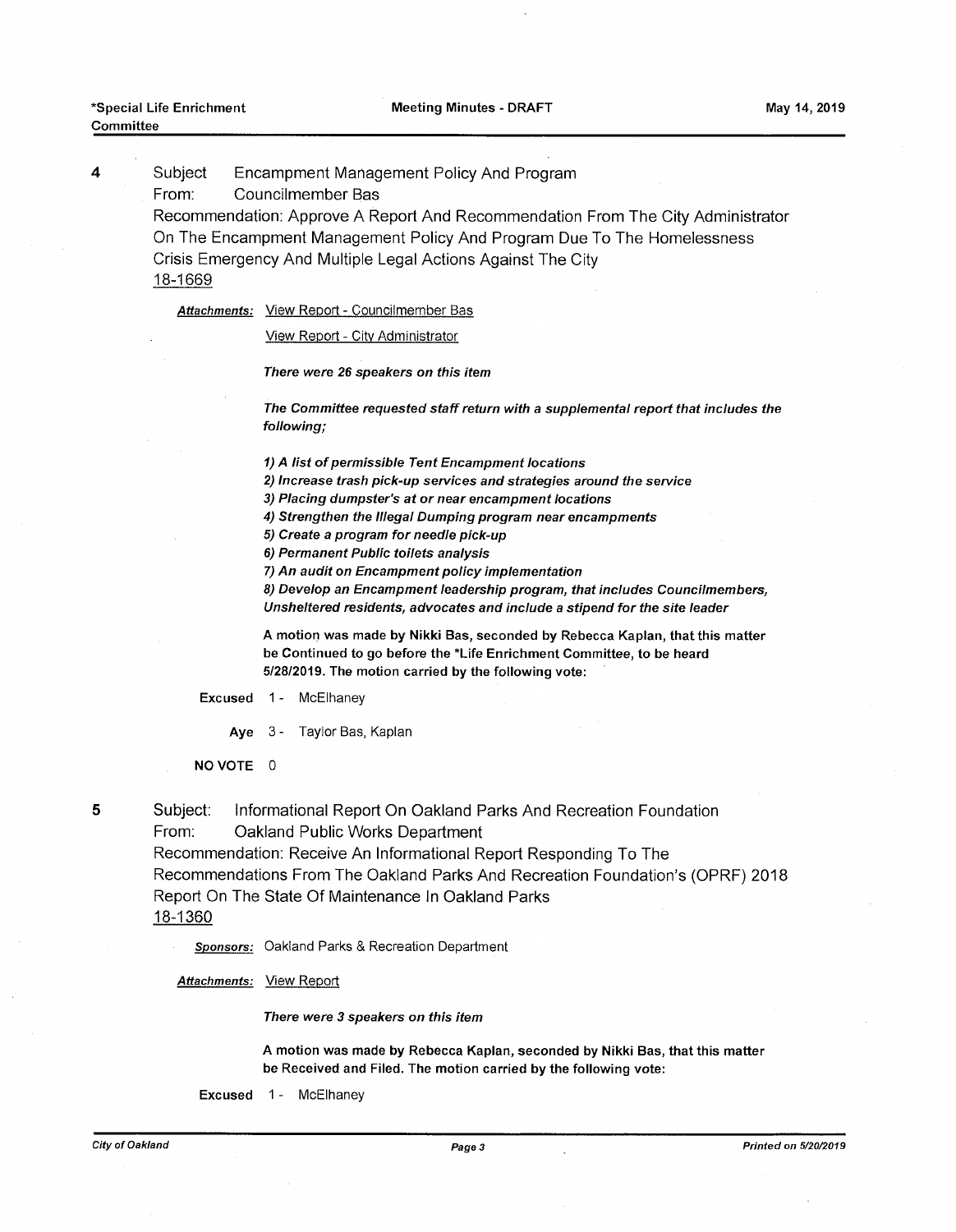4 Subject Encampment Management Policy And Program

From: Councilmember Bas

Recommendation: Approve A Report And Recommendation From The City Administrator On The Encampment Management Policy And Program Due To The Homelessness Crisis Emergency And Multiple Legal Actions Against The City

18-1669

**Attachments:** View Report - Councilmember Bas

View Report - City Administrator

***There were 26 speakers on this item***

***The Committee requested staff return with a supplemental report that includes the following;***

***1) A list of permissible Tent Encampment locations***
***2) Increase trash pick-up services and strategies around the service***
***3) Placing dumpster's at or near encampment locations***
***4) Strengthen the Illegal Dumping program near encampments***
***5) Create a program for needle pick-up***
***6) Permanent Public toilets analysis***
***7) An audit on Encampment policy implementation***
***8) Develop an Encampment leadership program, that includes Councilmembers, Unsheltered residents, advocates and include a stipend for the site leader***

**A motion was made by Nikki Bas, seconded by Rebecca Kaplan, that this matter be Continued to go before the *Life Enrichment Committee, to be heard 5/28/2019. The motion carried by the following vote:**

**Excused** 1 - McElhaney

**Aye** 3 - Taylor Bas, Kaplan

**NO VOTE** 0

5 Subject: Informational Report On Oakland Parks And Recreation Foundation

From: Oakland Public Works Department

Recommendation: Receive An Informational Report Responding To The Recommendations From The Oakland Parks And Recreation Foundation's (OPRF) 2018 Report On The State Of Maintenance In Oakland Parks

18-1360

**Sponsors:** Oakland Parks & Recreation Department

**Attachments:** View Report

***There were 3 speakers on this item***

**A motion was made by Rebecca Kaplan, seconded by Nikki Bas, that this matter be Received and Filed. The motion carried by the following vote:**

**Excused** 1 - McElhaney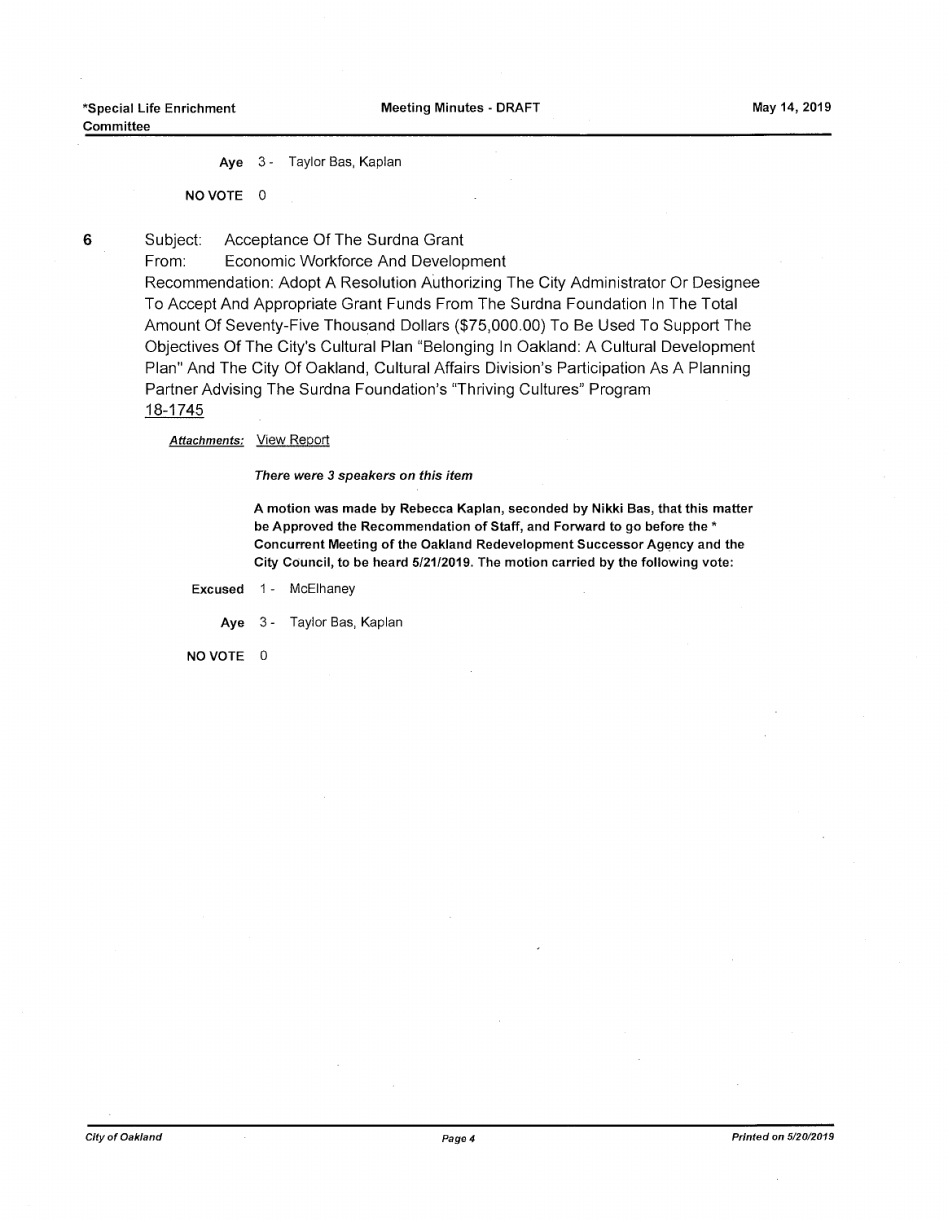Aye 3 - Taylor Bas, Kaplan

NO VOTE 0

**6** Subject: Acceptance Of The Surdna Grant

From: Economic Workforce And Development

Recommendation: Adopt A Resolution Authorizing The City Administrator Or Designee To Accept And Appropriate Grant Funds From The Surdna Foundation In The Total Amount Of Seventy-Five Thousand Dollars ($75,000.00) To Be Used To Support The Objectives Of The City's Cultural Plan "Belonging In Oakland: A Cultural Development Plan" And The City Of Oakland, Cultural Affairs Division's Participation As A Planning Partner Advising The Surdna Foundation's "Thriving Cultures" Program

18-1745

***Attachments:*** View Report

***There were 3 speakers on this item***

**A motion was made by Rebecca Kaplan, seconded by Nikki Bas, that this matter be Approved the Recommendation of Staff, and Forward to go before the * Concurrent Meeting of the Oakland Redevelopment Successor Agency and the City Council, to be heard 5/21/2019. The motion carried by the following vote:**

Excused 1 - McElhaney

Aye 3 - Taylor Bas, Kaplan

NO VOTE 0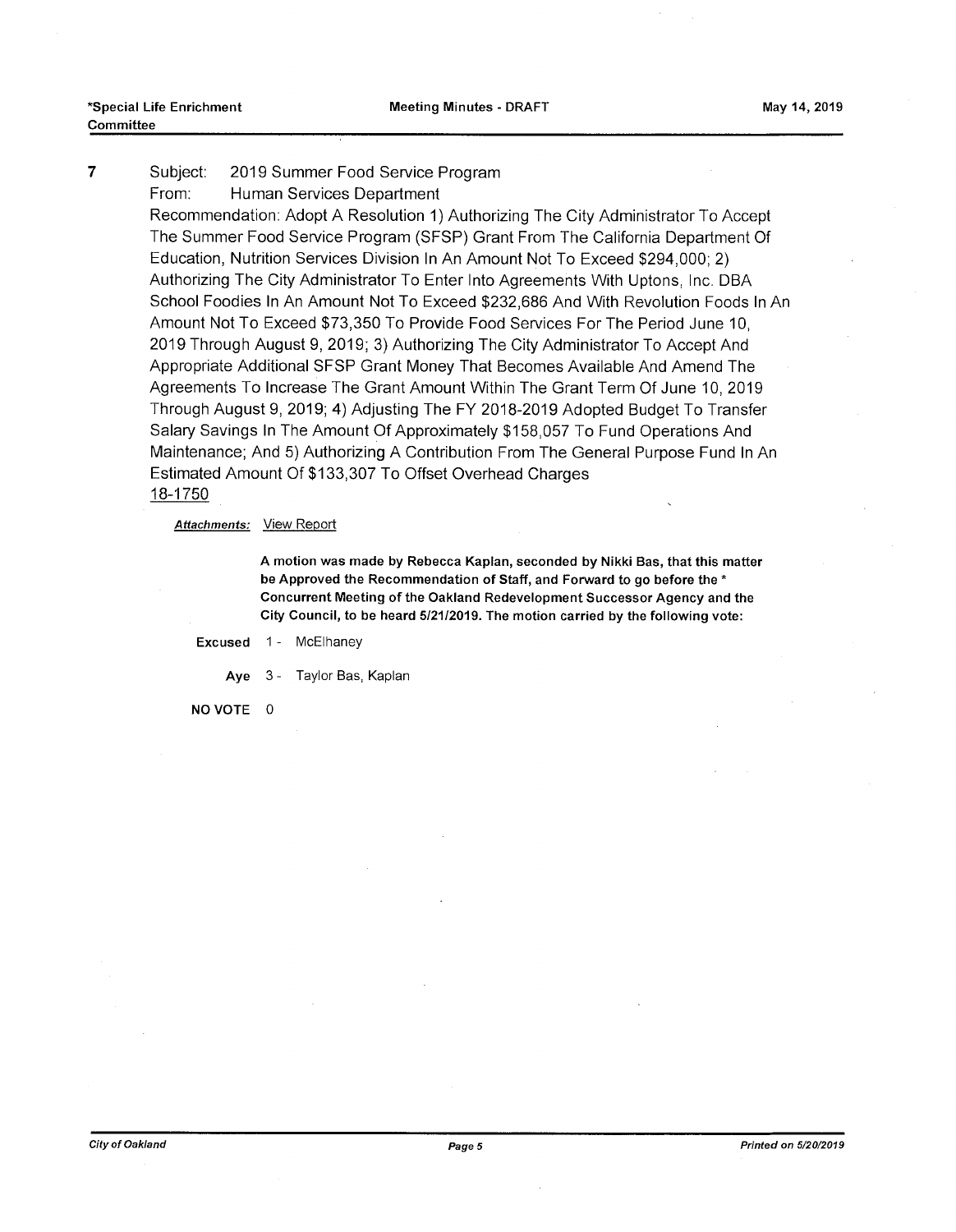**7** Subject: 2019 Summer Food Service Program

From: Human Services Department

Recommendation: Adopt A Resolution 1) Authorizing The City Administrator To Accept The Summer Food Service Program (SFSP) Grant From The California Department Of Education, Nutrition Services Division In An Amount Not To Exceed $294,000; 2) Authorizing The City Administrator To Enter Into Agreements With Uptons, Inc. DBA School Foodies In An Amount Not To Exceed $232,686 And With Revolution Foods In An Amount Not To Exceed $73,350 To Provide Food Services For The Period June 10, 2019 Through August 9, 2019; 3) Authorizing The City Administrator To Accept And Appropriate Additional SFSP Grant Money That Becomes Available And Amend The Agreements To Increase The Grant Amount Within The Grant Term Of June 10, 2019 Through August 9, 2019; 4) Adjusting The FY 2018-2019 Adopted Budget To Transfer Salary Savings In The Amount Of Approximately $158,057 To Fund Operations And Maintenance; And 5) Authorizing A Contribution From The General Purpose Fund In An Estimated Amount Of $133,307 To Offset Overhead Charges

18-1750

***Attachments:*** View Report

**A motion was made by Rebecca Kaplan, seconded by Nikki Bas, that this matter be Approved the Recommendation of Staff, and Forward to go before the * Concurrent Meeting of the Oakland Redevelopment Successor Agency and the City Council, to be heard 5/21/2019. The motion carried by the following vote:**

**Excused** 1 - McElhaney

**Aye** 3 - Taylor Bas, Kaplan

**NO VOTE** 0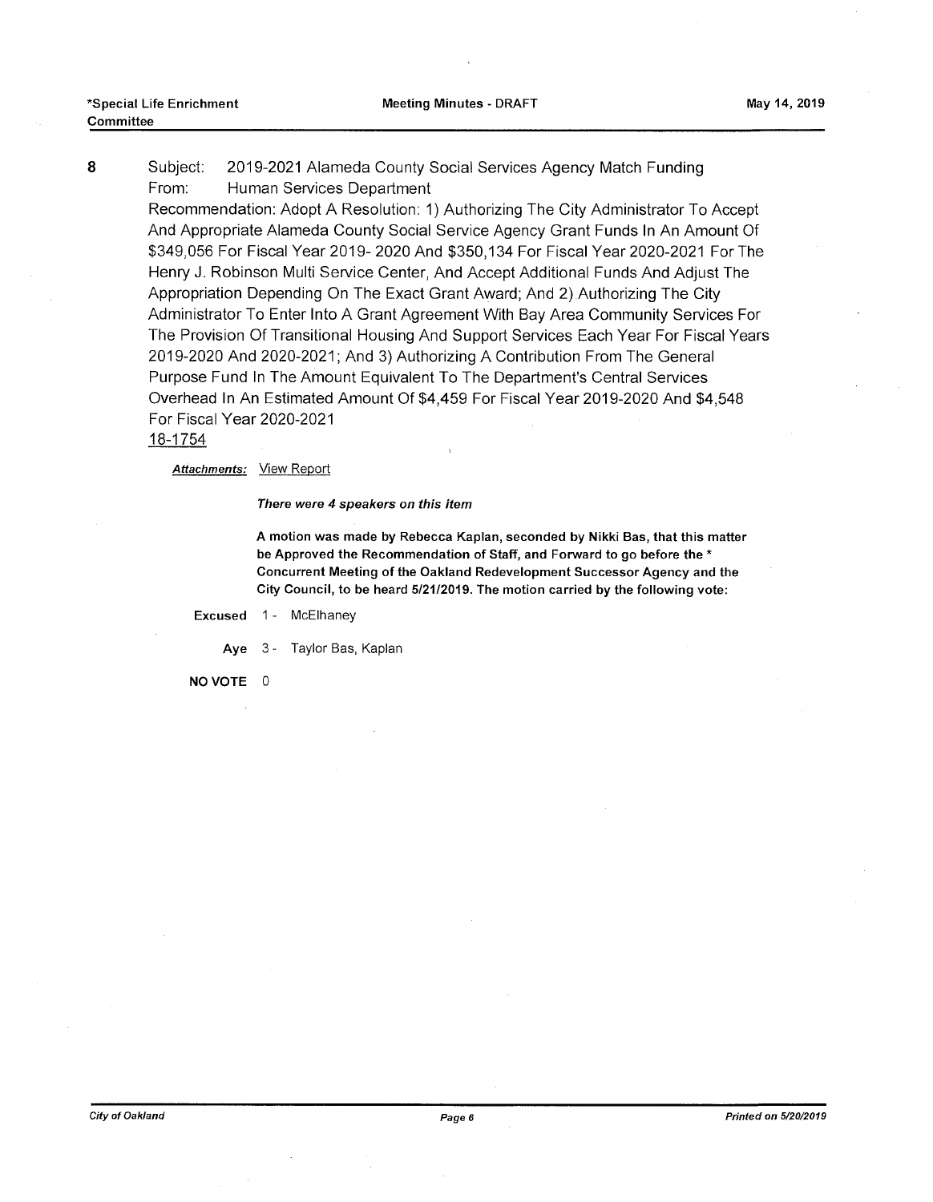8 Subject: 2019-2021 Alameda County Social Services Agency Match Funding
From: Human Services Department
Recommendation: Adopt A Resolution: 1) Authorizing The City Administrator To Accept And Appropriate Alameda County Social Service Agency Grant Funds In An Amount Of $349,056 For Fiscal Year 2019- 2020 And $350,134 For Fiscal Year 2020-2021 For The Henry J. Robinson Multi Service Center, And Accept Additional Funds And Adjust The Appropriation Depending On The Exact Grant Award; And 2) Authorizing The City Administrator To Enter Into A Grant Agreement With Bay Area Community Services For The Provision Of Transitional Housing And Support Services Each Year For Fiscal Years 2019-2020 And 2020-2021; And 3) Authorizing A Contribution From The General Purpose Fund In The Amount Equivalent To The Department's Central Services Overhead In An Estimated Amount Of $4,459 For Fiscal Year 2019-2020 And $4,548 For Fiscal Year 2020-2021
18-1754

***Attachments:*** View Report

***There were 4 speakers on this item***

**A motion was made by Rebecca Kaplan, seconded by Nikki Bas, that this matter be Approved the Recommendation of Staff, and Forward to go before the * Concurrent Meeting of the Oakland Redevelopment Successor Agency and the City Council, to be heard 5/21/2019. The motion carried by the following vote:**

**Excused** 1 - McElhaney

**Aye** 3 - Taylor Bas, Kaplan

**NO VOTE** 0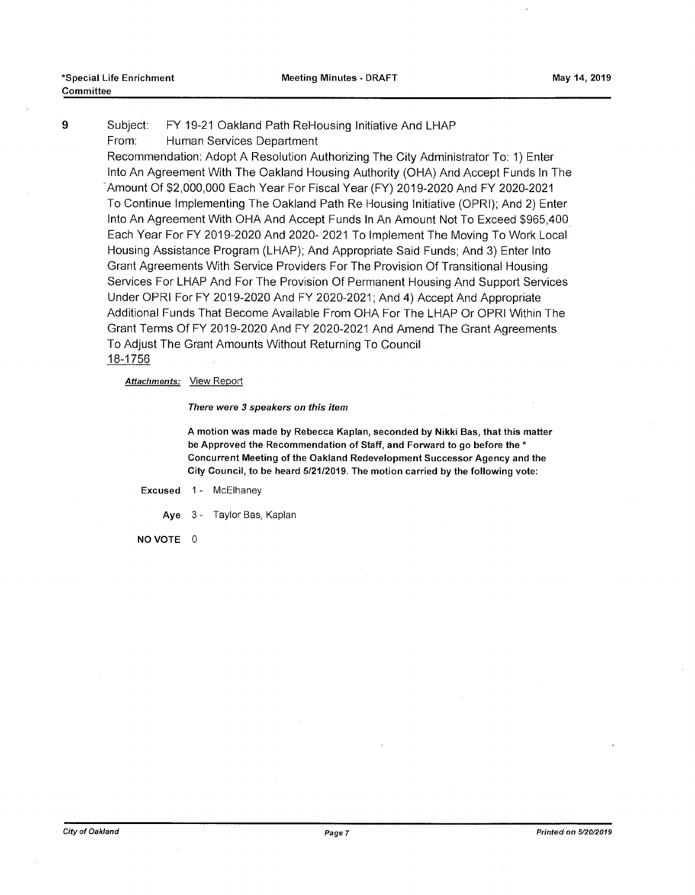**9** Subject: FY 19-21 Oakland Path ReHousing Initiative And LHAP

From: Human Services Department

Recommendation: Adopt A Resolution Authorizing The City Administrator To: 1) Enter Into An Agreement With The Oakland Housing Authority (OHA) And Accept Funds In The Amount Of $2,000,000 Each Year For Fiscal Year (FY) 2019-2020 And FY 2020-2021 To Continue Implementing The Oakland Path Re Housing Initiative (OPRI); And 2) Enter Into An Agreement With OHA And Accept Funds In An Amount Not To Exceed $965,400 Each Year For FY 2019-2020 And 2020- 2021 To Implement The Moving To Work Local Housing Assistance Program (LHAP); And Appropriate Said Funds; And 3) Enter Into Grant Agreements With Service Providers For The Provision Of Transitional Housing Services For LHAP And For The Provision Of Permanent Housing And Support Services Under OPRI For FY 2019-2020 And FY 2020-2021; And 4) Accept And Appropriate Additional Funds That Become Available From OHA For The LHAP Or OPRI Within The Grant Terms Of FY 2019-2020 And FY 2020-2021 And Amend The Grant Agreements To Adjust The Grant Amounts Without Returning To Council

18-1756

***Attachments:*** View Report

***There were 3 speakers on this item***

**A motion was made by Rebecca Kaplan, seconded by Nikki Bas, that this matter be Approved the Recommendation of Staff, and Forward to go before the * Concurrent Meeting of the Oakland Redevelopment Successor Agency and the City Council, to be heard 5/21/2019. The motion carried by the following vote:**

**Excused** 1 - McElhaney

**Aye** 3 - Taylor Bas, Kaplan

**NO VOTE** 0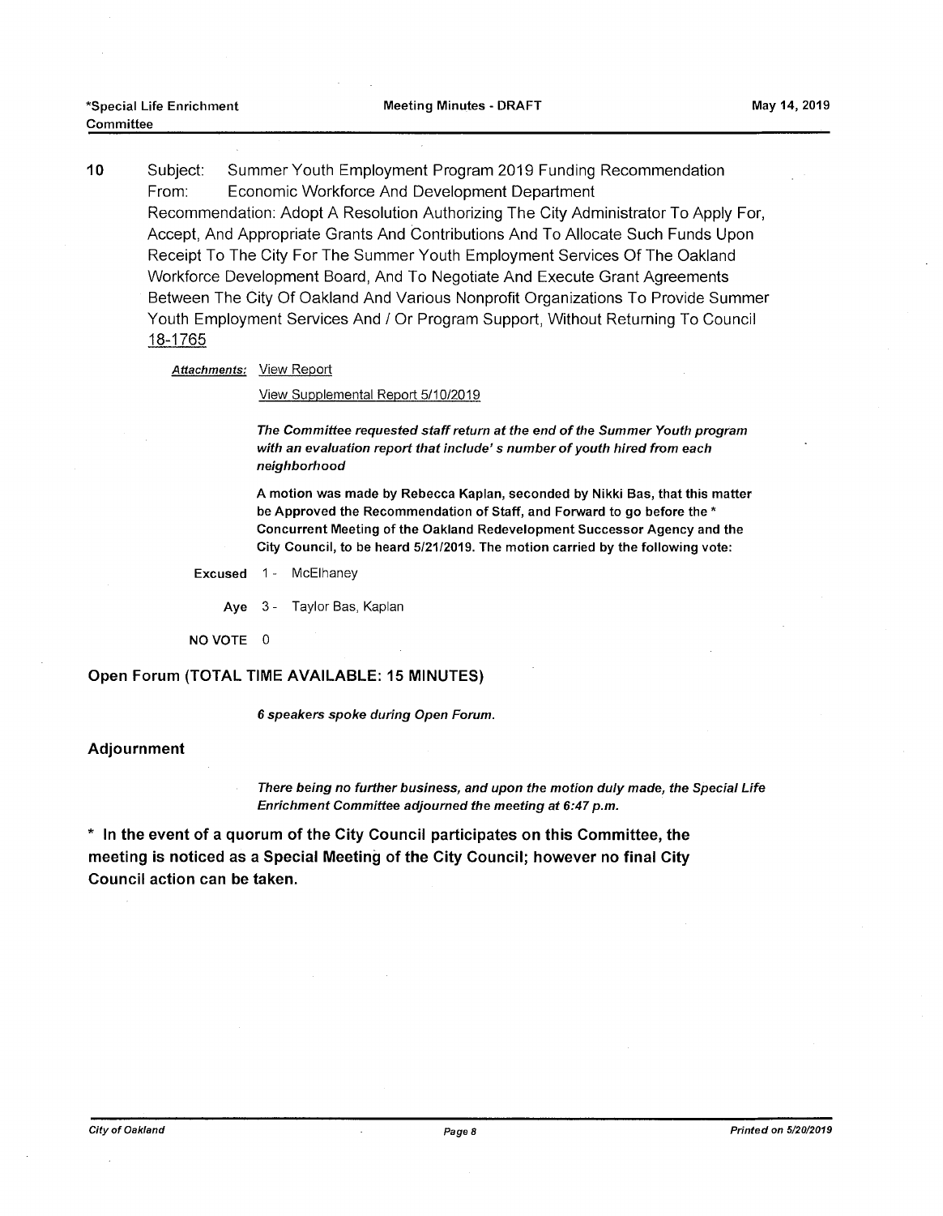10 Subject: Summer Youth Employment Program 2019 Funding Recommendation
From: Economic Workforce And Development Department
Recommendation: Adopt A Resolution Authorizing The City Administrator To Apply For, Accept, And Appropriate Grants And Contributions And To Allocate Such Funds Upon Receipt To The City For The Summer Youth Employment Services Of The Oakland Workforce Development Board, And To Negotiate And Execute Grant Agreements Between The City Of Oakland And Various Nonprofit Organizations To Provide Summer Youth Employment Services And / Or Program Support, Without Returning To Council
18-1765

***Attachments:*** View Report

View Supplemental Report 5/10/2019

***The Committee requested staff return at the end of the Summer Youth program with an evaluation report that include' s number of youth hired from each neighborhood***

**A motion was made by Rebecca Kaplan, seconded by Nikki Bas, that this matter be Approved the Recommendation of Staff, and Forward to go before the * Concurrent Meeting of the Oakland Redevelopment Successor Agency and the City Council, to be heard 5/21/2019. The motion carried by the following vote:**

**Excused** 1 - McElhaney

**Aye** 3 - Taylor Bas, Kaplan

**NO VOTE** 0

## Open Forum (TOTAL TIME AVAILABLE: 15 MINUTES)

***6 speakers spoke during Open Forum.***

## Adjournment

***There being no further business, and upon the motion duly made, the Special Life Enrichment Committee adjourned the meeting at 6:47 p.m.***

**\* In the event of a quorum of the City Council participates on this Committee, the meeting is noticed as a Special Meeting of the City Council; however no final City Council action can be taken.**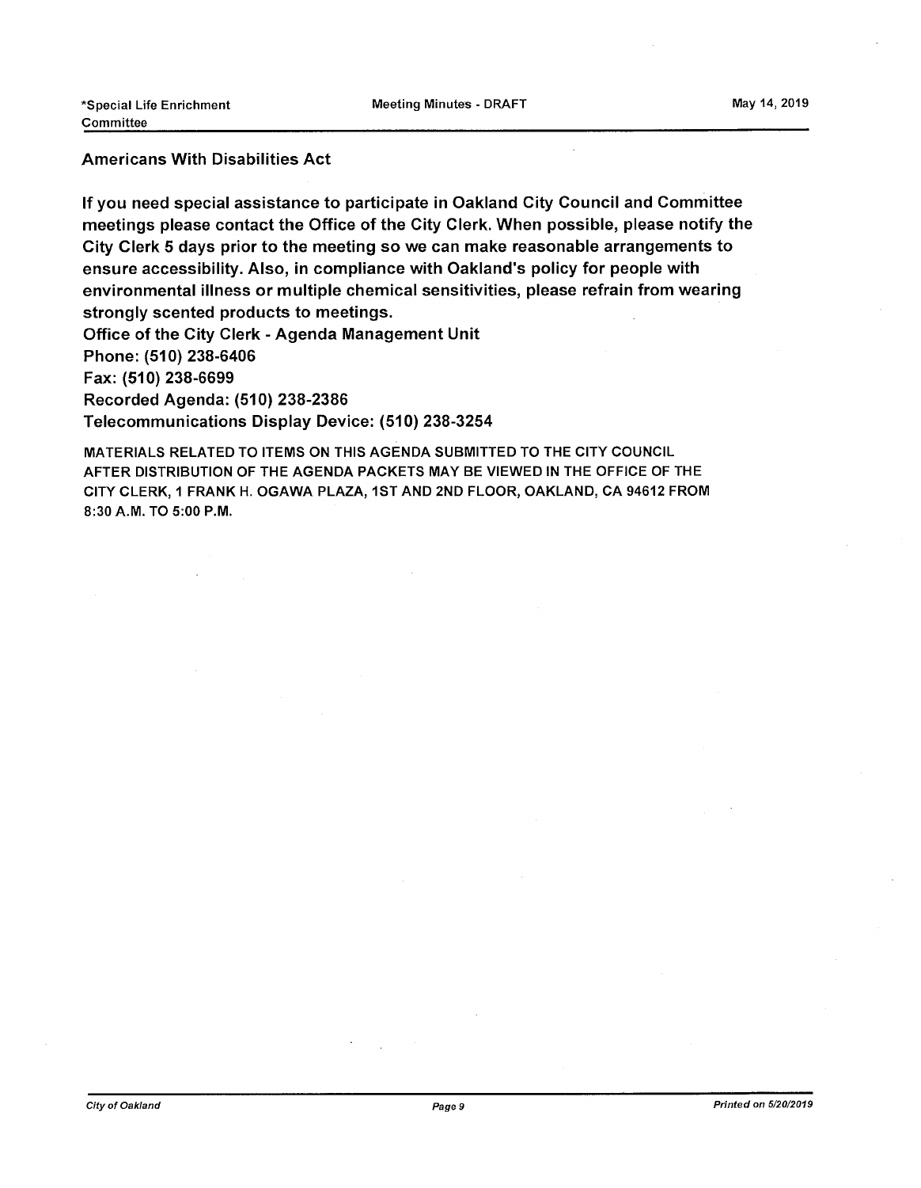**Americans With Disabilities Act**

**If you need special assistance to participate in Oakland City Council and Committee meetings please contact the Office of the City Clerk. When possible, please notify the City Clerk 5 days prior to the meeting so we can make reasonable arrangements to ensure accessibility. Also, in compliance with Oakland's policy for people with environmental illness or multiple chemical sensitivities, please refrain from wearing strongly scented products to meetings.**
**Office of the City Clerk - Agenda Management Unit**
**Phone: (510) 238-6406**
**Fax: (510) 238-6699**
**Recorded Agenda: (510) 238-2386**
**Telecommunications Display Device: (510) 238-3254**

MATERIALS RELATED TO ITEMS ON THIS AGENDA SUBMITTED TO THE CITY COUNCIL AFTER DISTRIBUTION OF THE AGENDA PACKETS MAY BE VIEWED IN THE OFFICE OF THE CITY CLERK, 1 FRANK H. OGAWA PLAZA, 1ST AND 2ND FLOOR, OAKLAND, CA 94612 FROM 8:30 A.M. TO 5:00 P.M.